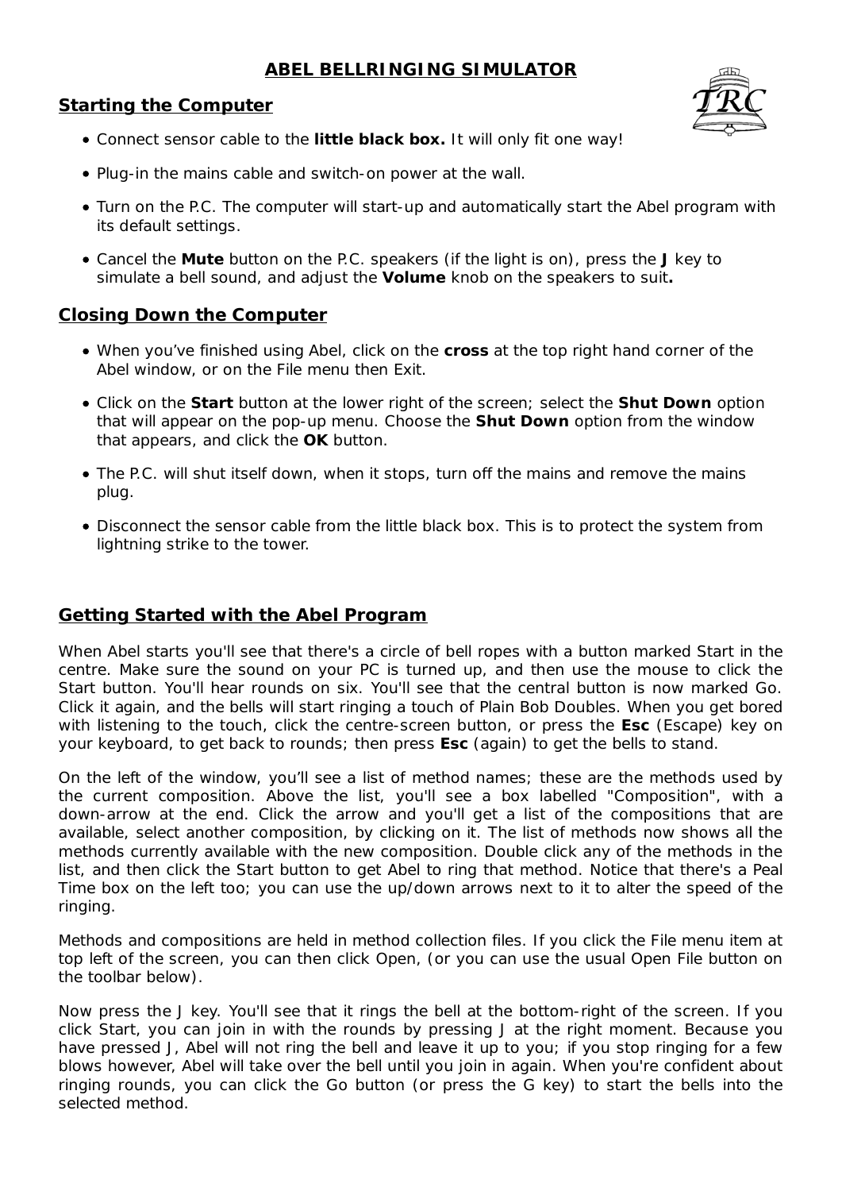# ABEL BELLRINGING SIMULATOR

## Starting the Computer

- Connect sensor cable to the **little black box.** It will only fit one way!
- Plug-in the mains cable and switch-on power at the wall.
- Turn on the P.C. The computer will start-up and automatically start the Abel program with its default settings.
- Cancel the **Mute** button on the P.C. speakers (if the light is on), press the **J** key to simulate a bell sound, and adjust the **Volume** knob on the speakers to suit**.**

## Closing Down the Computer

- When you've finished using Abel, click on the **cross** at the top right hand corner of the Abel window, or on the File menu then Exit.
- Click on the **Start** button at the lower right of the screen; select the **Shut Down** option that will appear on the pop-up menu. Choose the **Shut Down** option from the window that appears, and click the **OK** button.
- The P.C. will shut itself down, when it stops, turn off the mains and remove the mains plug.
- Disconnect the sensor cable from the little black box. This is to protect the system from lightning strike to the tower.

## Getting Started with the Abel Program

When Abel starts you'll see that there's a circle of bell ropes with a button marked Start in the centre. Make sure the sound on your PC is turned up, and then use the mouse to click the Start button. You'll hear rounds on six. You'll see that the central button is now marked Go. Click it again, and the bells will start ringing a touch of Plain Bob Doubles. When you get bored with listening to the touch, click the centre-screen button, or press the **Esc** (Escape) key on your keyboard, to get back to rounds; then press **Esc** (again) to get the bells to stand.

On the left of the window, you'll see a list of method names; these are the methods used by the current composition. Above the list, you'll see a box labelled "Composition", with a down-arrow at the end. Click the arrow and you'll get a list of the compositions that are available, select another composition, by clicking on it. The list of methods now shows all the methods currently available with the new composition. Double click any of the methods in the list, and then click the Start button to get Abel to ring that method. Notice that there's a Peal Time box on the left too; you can use the up/down arrows next to it to alter the speed of the ringing.

Methods and compositions are held in method collection files. If you click the File menu item at top left of the screen, you can then click Open, (or you can use the usual Open File button on the toolbar below).

Now press the J key. You'll see that it rings the bell at the bottom-right of the screen. If you click Start, you can join in with the rounds by pressing J at the right moment. Because you have pressed J, Abel will not ring the bell and leave it up to you; if you stop ringing for a few blows however, Abel will take over the bell until you join in again. When you're confident about ringing rounds, you can click the Go button (or press the G key) to start the bells into the selected method.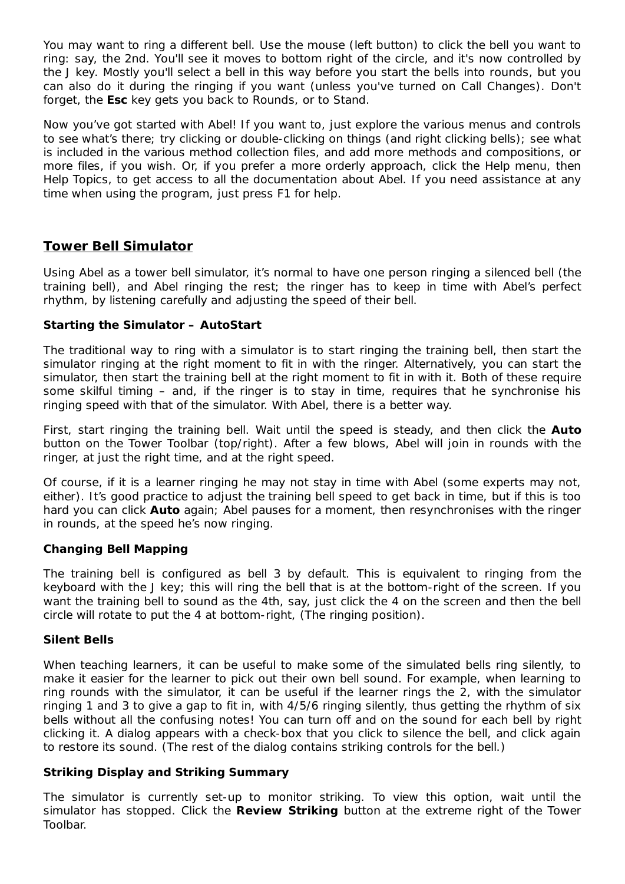You may want to ring a different bell. Use the mouse (left button) to click the bell you want to ring: say, the 2nd. You'll see it moves to bottom right of the circle, and it's now controlled by the J key. Mostly you'll select a bell in this way before you start the bells into rounds, but you can also do it during the ringing if you want (unless you've turned on Call Changes). Don't forget, the **Esc** key gets you back to Rounds, or to Stand.

Now you've got started with Abel! If you want to, just explore the various menus and controls to see what's there; try clicking or double-clicking on things (and right clicking bells); see what is included in the various method collection files, and add more methods and compositions, or more files, if you wish. Or, if you prefer a more orderly approach, click the Help menu, then Help Topics, to get access to all the documentation about Abel. If you need assistance at any time when using the program, just press F1 for help.

## Tower Bell Simulator

Using Abel as a tower bell simulator, it's normal to have one person ringing a silenced bell (the training bell), and Abel ringing the rest; the ringer has to keep in time with Abel's perfect rhythm, by listening carefully and adjusting the speed of their bell.

### Starting the Simulator – AutoStart

The traditional way to ring with a simulator is to start ringing the training bell, then start the simulator ringing at the right moment to fit in with the ringer. Alternatively, you can start the simulator, then start the training bell at the right moment to fit in with it. Both of these require some skilful timing – and, if the ringer is to stay in time, requires that he synchronise his ringing speed with that of the simulator. With Abel, there is a better way.

First, start ringing the training bell. Wait until the speed is steady, and then click the **Auto** button on the Tower Toolbar (top/right). After a few blows, Abel will join in rounds with the ringer, at just the right time, and at the right speed.

Of course, if it is a learner ringing he may not stay in time with Abel (some experts may not, either). It's good practice to adjust the training bell speed to get back in time, but if this is too hard you can click **Auto** again; Abel pauses for a moment, then resynchronises with the ringer in rounds, at the speed he's now ringing.

### Changing Bell Mapping

The training bell is configured as bell 3 by default. This is equivalent to ringing from the keyboard with the J key; this will ring the bell that is at the bottom-right of the screen. If you want the training bell to sound as the 4th, say, just click the 4 on the screen and then the bell circle will rotate to put the 4 at bottom-right, (The ringing position).

### Silent Bells

When teaching learners, it can be useful to make some of the simulated bells ring silently, to make it easier for the learner to pick out their own bell sound. For example, when learning to ring rounds with the simulator, it can be useful if the learner rings the 2, with the simulator ringing 1 and 3 to give a gap to fit in, with 4/5/6 ringing silently, thus getting the rhythm of six bells without all the confusing notes! You can turn off and on the sound for each bell by right clicking it. A dialog appears with a check-box that you click to silence the bell, and click again to restore its sound. (The rest of the dialog contains striking controls for the bell.)

### Striking Display and Striking Summary

The simulator is currently set-up to monitor striking. To view this option, wait until the simulator has stopped. Click the **Review Striking** button at the extreme right of the Tower Toolbar.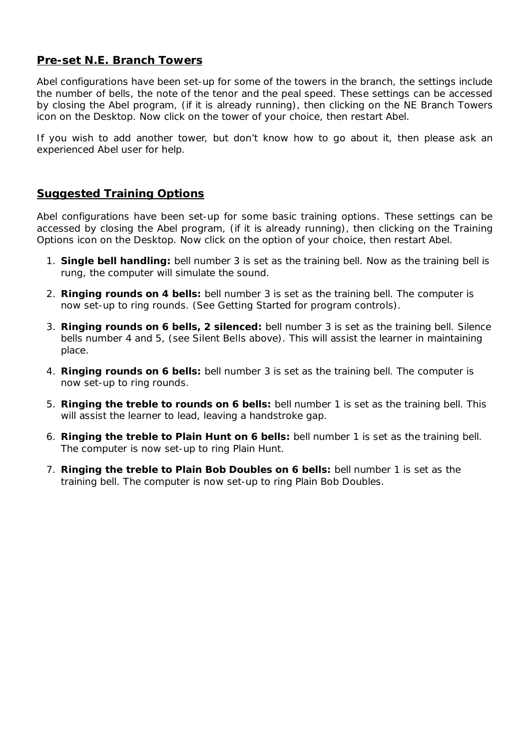## Pre-set N.E. Branch Towers

Abel configurations have been set-up for some of the towers in the branch, the settings include the number of bells, the note of the tenor and the peal speed. These settings can be accessed by closing the Abel program, (if it is already running), then clicking on the NE Branch Towers icon on the Desktop. Now click on the tower of your choice, then restart Abel.

If you wish to add another tower, but don't know how to go about it, then please ask an experienced Abel user for help.

## Suggested Training Options

Abel configurations have been set-up for some basic training options. These settings can be accessed by closing the Abel program, (if it is already running), then clicking on the Training Options icon on the Desktop. Now click on the option of your choice, then restart Abel.

1. **Single bell handling:** bell number 3 is set as the training bell. Now as the training bell is rung, the computer will simulate the sound.
2. **Ringing rounds on 4 bells:** bell number 3 is set as the training bell. The computer is now set-up to ring rounds. (See Getting Started for program controls).
3. **Ringing rounds on 6 bells, 2 silenced:** bell number 3 is set as the training bell. Silence bells number 4 and 5, (see Silent Bells above). This will assist the learner in maintaining place.
4. **Ringing rounds on 6 bells:** bell number 3 is set as the training bell. The computer is now set-up to ring rounds.
5. **Ringing the treble to rounds on 6 bells:** bell number 1 is set as the training bell. This will assist the learner to lead, leaving a handstroke gap.
6. **Ringing the treble to Plain Hunt on 6 bells:** bell number 1 is set as the training bell. The computer is now set-up to ring Plain Hunt.
7. **Ringing the treble to Plain Bob Doubles on 6 bells:** bell number 1 is set as the training bell. The computer is now set-up to ring Plain Bob Doubles.